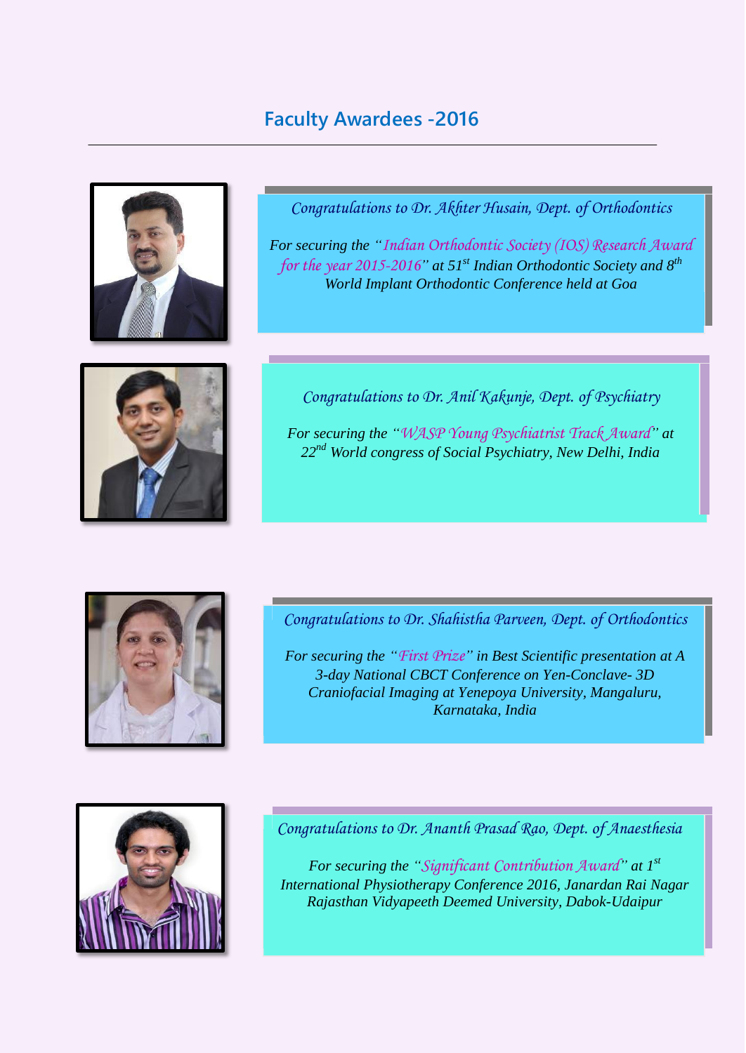## Faculty Awardees -2016

*Congratulations to Dr. Akhter Husain, Dept. of Orthodontics*

*For securing the "Indian Orthodontic Society (IOS) Research Award for the year 2015-2016" at 51st Indian Orthodontic Society and 8th World Implant Orthodontic Conference held at Goa*

*Congratulations to Dr. Anil Kakunje, Dept. of Psychiatry*

*For securing the "WASP Young Psychiatrist Track Award" at 22nd World congress of Social Psychiatry, New Delhi, India*

*Congratulations to Dr. Shahistha Parveen, Dept. of Orthodontics*

*For securing the "First Prize" in Best Scientific presentation at A 3-day National CBCT Conference on Yen-Conclave- 3D Craniofacial Imaging at Yenepoya University, Mangaluru, Karnataka, India*

*Congratulations to Dr. Ananth Prasad Rao, Dept. of Anaesthesia*

*For securing the "Significant Contribution Award" at 1st International Physiotherapy Conference 2016, Janardan Rai Nagar Rajasthan Vidyapeeth Deemed University, Dabok-Udaipur*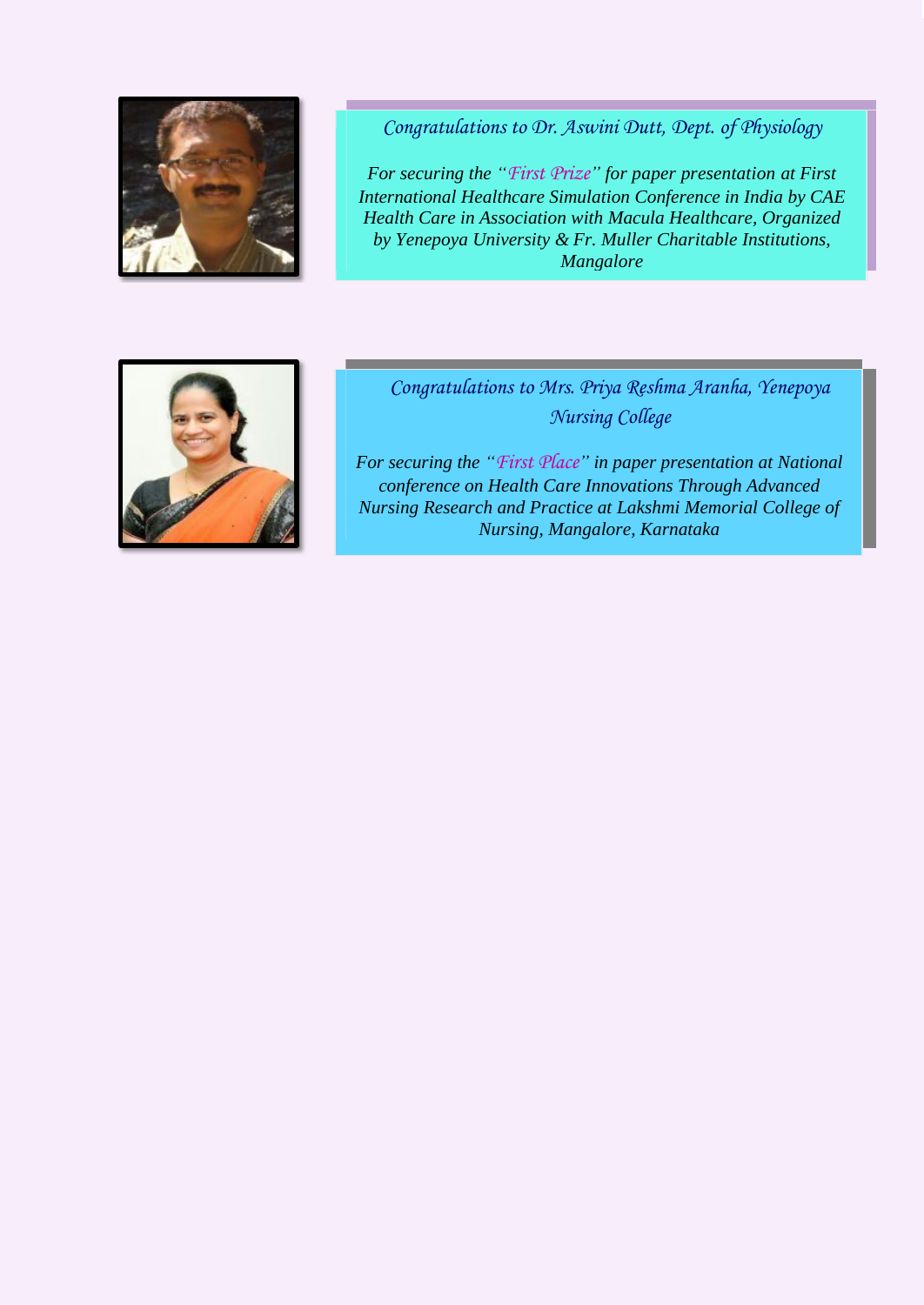*Congratulations to Dr. Aswini Dutt, Dept. of Physiology*

*For securing the "First Prize" for paper presentation at First International Healthcare Simulation Conference in India by CAE Health Care in Association with Macula Healthcare, Organized by Yenepoya University & Fr. Muller Charitable Institutions, Mangalore*

*Congratulations to Mrs. Priya Reshma Aranha, Yenepoya Nursing College*

*For securing the "First Place" in paper presentation at National conference on Health Care Innovations Through Advanced Nursing Research and Practice at Lakshmi Memorial College of Nursing, Mangalore, Karnataka*